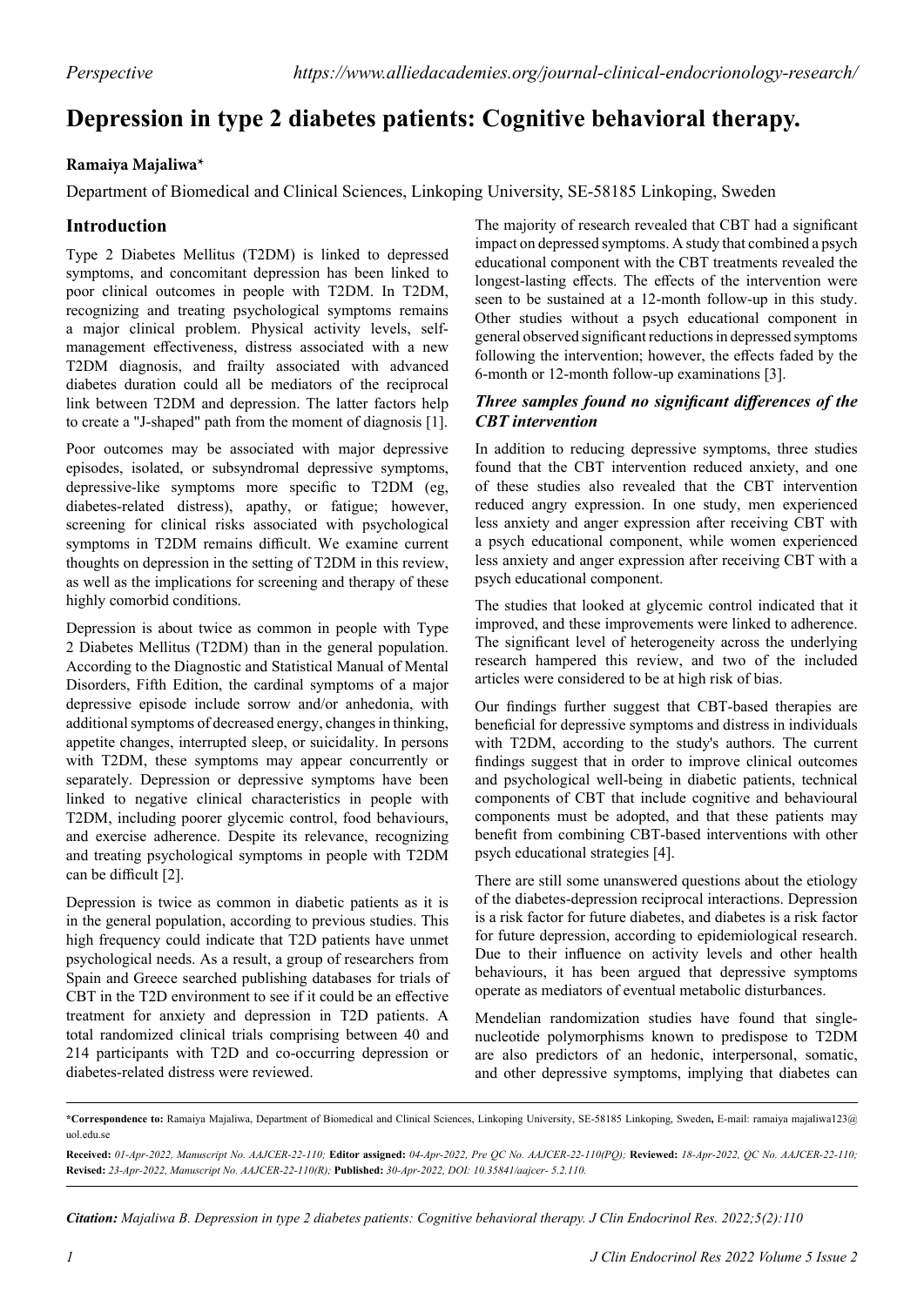*Perspective* *https://www.alliedacademies.org/journal-clinical-endocrionology-research/*

# Depression in type 2 diabetes patients: Cognitive behavioral therapy.

**Ramaiya Majaliwa***

Department of Biomedical and Clinical Sciences, Linkoping University, SE-58185 Linkoping, Sweden

## Introduction

Type 2 Diabetes Mellitus (T2DM) is linked to depressed symptoms, and concomitant depression has been linked to poor clinical outcomes in people with T2DM. In T2DM, recognizing and treating psychological symptoms remains a major clinical problem. Physical activity levels, self-management effectiveness, distress associated with a new T2DM diagnosis, and frailty associated with advanced diabetes duration could all be mediators of the reciprocal link between T2DM and depression. The latter factors help to create a "J-shaped" path from the moment of diagnosis [1].

Poor outcomes may be associated with major depressive episodes, isolated, or subsyndromal depressive symptoms, depressive-like symptoms more specific to T2DM (eg, diabetes-related distress), apathy, or fatigue; however, screening for clinical risks associated with psychological symptoms in T2DM remains difficult. We examine current thoughts on depression in the setting of T2DM in this review, as well as the implications for screening and therapy of these highly comorbid conditions.

Depression is about twice as common in people with Type 2 Diabetes Mellitus (T2DM) than in the general population. According to the Diagnostic and Statistical Manual of Mental Disorders, Fifth Edition, the cardinal symptoms of a major depressive episode include sorrow and/or anhedonia, with additional symptoms of decreased energy, changes in thinking, appetite changes, interrupted sleep, or suicidality. In persons with T2DM, these symptoms may appear concurrently or separately. Depression or depressive symptoms have been linked to negative clinical characteristics in people with T2DM, including poorer glycemic control, food behaviours, and exercise adherence. Despite its relevance, recognizing and treating psychological symptoms in people with T2DM can be difficult [2].

Depression is twice as common in diabetic patients as it is in the general population, according to previous studies. This high frequency could indicate that T2D patients have unmet psychological needs. As a result, a group of researchers from Spain and Greece searched publishing databases for trials of CBT in the T2D environment to see if it could be an effective treatment for anxiety and depression in T2D patients. A total randomized clinical trials comprising between 40 and 214 participants with T2D and co-occurring depression or diabetes-related distress were reviewed.

The majority of research revealed that CBT had a significant impact on depressed symptoms. A study that combined a psych educational component with the CBT treatments revealed the longest-lasting effects. The effects of the intervention were seen to be sustained at a 12-month follow-up in this study. Other studies without a psych educational component in general observed significant reductions in depressed symptoms following the intervention; however, the effects faded by the 6-month or 12-month follow-up examinations [3].

### *Three samples found no significant differences of the CBT intervention*

In addition to reducing depressive symptoms, three studies found that the CBT intervention reduced anxiety, and one of these studies also revealed that the CBT intervention reduced angry expression. In one study, men experienced less anxiety and anger expression after receiving CBT with a psych educational component, while women experienced less anxiety and anger expression after receiving CBT with a psych educational component.

The studies that looked at glycemic control indicated that it improved, and these improvements were linked to adherence. The significant level of heterogeneity across the underlying research hampered this review, and two of the included articles were considered to be at high risk of bias.

Our findings further suggest that CBT-based therapies are beneficial for depressive symptoms and distress in individuals with T2DM, according to the study's authors. The current findings suggest that in order to improve clinical outcomes and psychological well-being in diabetic patients, technical components of CBT that include cognitive and behavioural components must be adopted, and that these patients may benefit from combining CBT-based interventions with other psych educational strategies [4].

There are still some unanswered questions about the etiology of the diabetes-depression reciprocal interactions. Depression is a risk factor for future diabetes, and diabetes is a risk factor for future depression, according to epidemiological research. Due to their influence on activity levels and other health behaviours, it has been argued that depressive symptoms operate as mediators of eventual metabolic disturbances.

Mendelian randomization studies have found that single-nucleotide polymorphisms known to predispose to T2DM are also predictors of an hedonic, interpersonal, somatic, and other depressive symptoms, implying that diabetes can

---

***Correspondence to:** Ramaiya Majaliwa, Department of Biomedical and Clinical Sciences, Linkoping University, SE-58185 Linkoping, Sweden, E-mail: ramaiya majaliwa123@uol.edu.se

**Received:** *01-Apr-2022, Manuscript No. AAJCER-22-110;* **Editor assigned:** *04-Apr-2022, Pre QC No. AAJCER-22-110(PQ);* **Reviewed:** *18-Apr-2022, QC No. AAJCER-22-110;* **Revised:** *23-Apr-2022, Manuscript No. AAJCER-22-110(R);* **Published:** *30-Apr-2022, DOI: 10.35841/aajcer- 5.2.110.*

***Citation:** Majaliwa B. Depression in type 2 diabetes patients: Cognitive behavioral therapy. J Clin Endocrinol Res. 2022;5(2):110*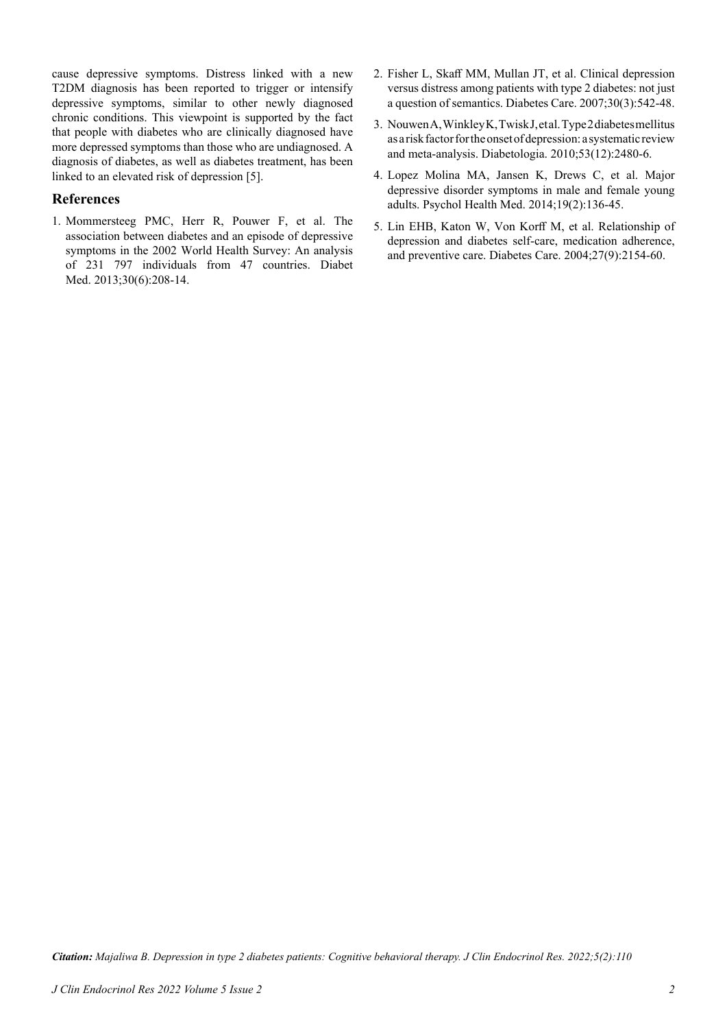cause depressive symptoms. Distress linked with a new T2DM diagnosis has been reported to trigger or intensify depressive symptoms, similar to other newly diagnosed chronic conditions. This viewpoint is supported by the fact that people with diabetes who are clinically diagnosed have more depressed symptoms than those who are undiagnosed. A diagnosis of diabetes, as well as diabetes treatment, has been linked to an elevated risk of depression [5].

## References

1. Mommersteeg PMC, Herr R, Pouwer F, et al. The association between diabetes and an episode of depressive symptoms in the 2002 World Health Survey: An analysis of 231 797 individuals from 47 countries. Diabet Med. 2013;30(6):208-14.
2. Fisher L, Skaff MM, Mullan JT, et al. Clinical depression versus distress among patients with type 2 diabetes: not just a question of semantics. Diabetes Care. 2007;30(3):542-48.
3. Nouwen A, Winkley K, Twisk J, et al. Type 2 diabetes mellitus as a risk factor for the onset of depression: a systematic review and meta-analysis. Diabetologia. 2010;53(12):2480-6.
4. Lopez Molina MA, Jansen K, Drews C, et al. Major depressive disorder symptoms in male and female young adults. Psychol Health Med. 2014;19(2):136-45.
5. Lin EHB, Katon W, Von Korff M, et al. Relationship of depression and diabetes self-care, medication adherence, and preventive care. Diabetes Care. 2004;27(9):2154-60.

***Citation:*** *Majaliwa B. Depression in type 2 diabetes patients: Cognitive behavioral therapy. J Clin Endocrinol Res. 2022;5(2):110*